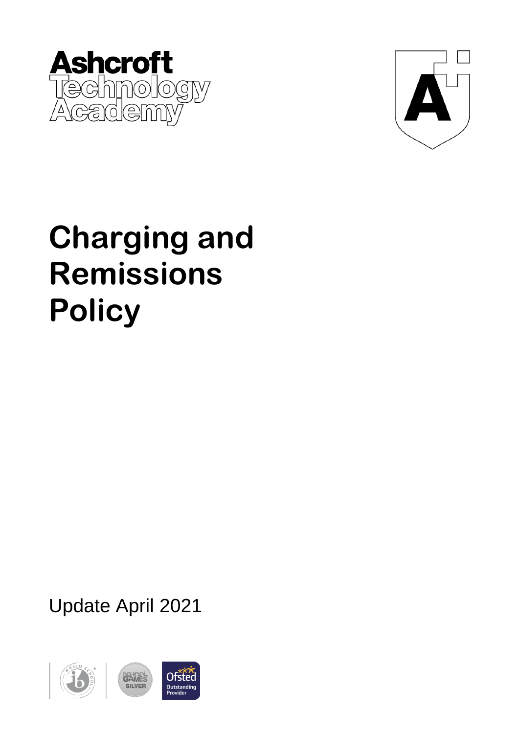Ashcroft Technology Academy

# Charging and Remissions Policy

Update April 2021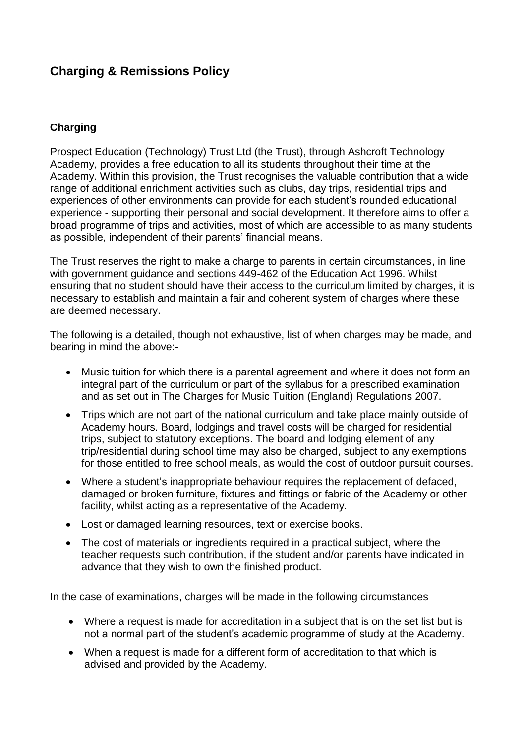# Charging & Remissions Policy

## Charging

Prospect Education (Technology) Trust Ltd (the Trust), through Ashcroft Technology Academy, provides a free education to all its students throughout their time at the Academy. Within this provision, the Trust recognises the valuable contribution that a wide range of additional enrichment activities such as clubs, day trips, residential trips and experiences of other environments can provide for each student's rounded educational experience - supporting their personal and social development. It therefore aims to offer a broad programme of trips and activities, most of which are accessible to as many students as possible, independent of their parents' financial means.

The Trust reserves the right to make a charge to parents in certain circumstances, in line with government guidance and sections 449-462 of the Education Act 1996. Whilst ensuring that no student should have their access to the curriculum limited by charges, it is necessary to establish and maintain a fair and coherent system of charges where these are deemed necessary.

The following is a detailed, though not exhaustive, list of when charges may be made, and bearing in mind the above:-

- Music tuition for which there is a parental agreement and where it does not form an integral part of the curriculum or part of the syllabus for a prescribed examination and as set out in The Charges for Music Tuition (England) Regulations 2007.
- Trips which are not part of the national curriculum and take place mainly outside of Academy hours. Board, lodgings and travel costs will be charged for residential trips, subject to statutory exceptions. The board and lodging element of any trip/residential during school time may also be charged, subject to any exemptions for those entitled to free school meals, as would the cost of outdoor pursuit courses.
- Where a student's inappropriate behaviour requires the replacement of defaced, damaged or broken furniture, fixtures and fittings or fabric of the Academy or other facility, whilst acting as a representative of the Academy.
- Lost or damaged learning resources, text or exercise books.
- The cost of materials or ingredients required in a practical subject, where the teacher requests such contribution, if the student and/or parents have indicated in advance that they wish to own the finished product.

In the case of examinations, charges will be made in the following circumstances

- Where a request is made for accreditation in a subject that is on the set list but is not a normal part of the student's academic programme of study at the Academy.
- When a request is made for a different form of accreditation to that which is advised and provided by the Academy.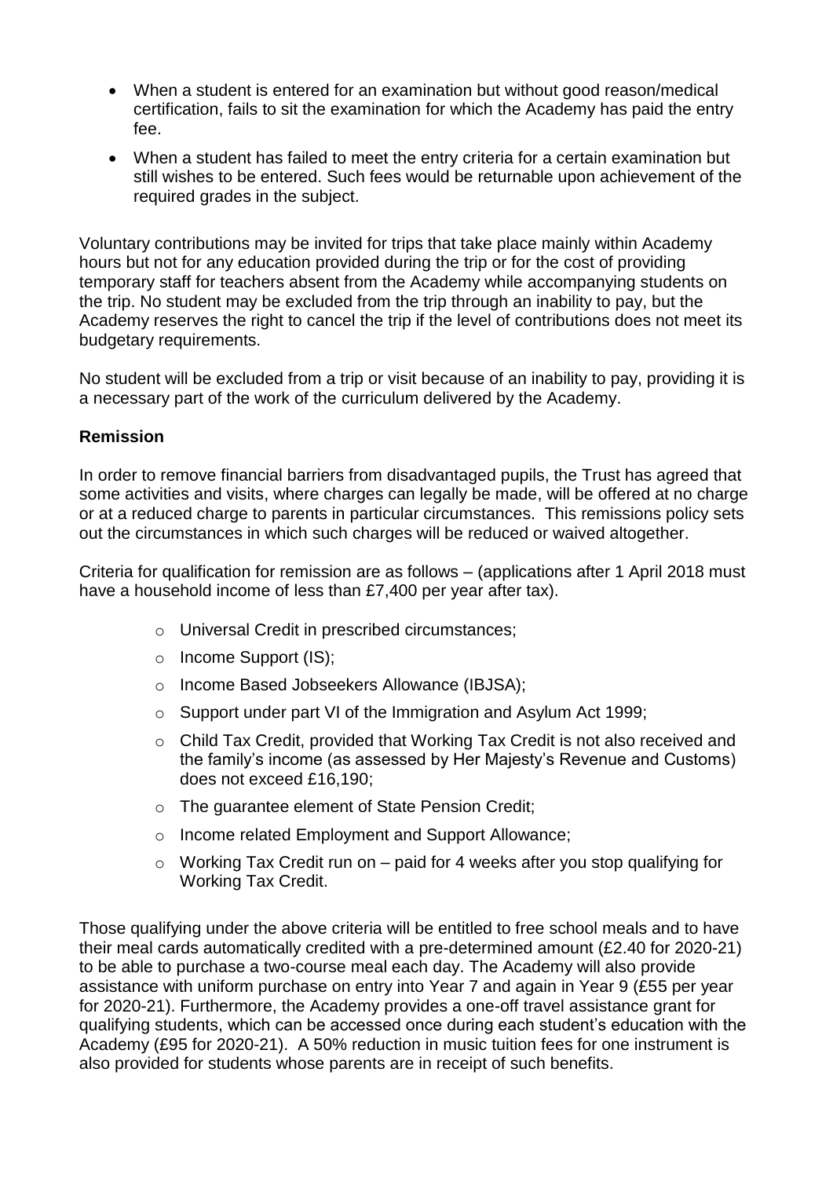- When a student is entered for an examination but without good reason/medical certification, fails to sit the examination for which the Academy has paid the entry fee.
- When a student has failed to meet the entry criteria for a certain examination but still wishes to be entered. Such fees would be returnable upon achievement of the required grades in the subject.

Voluntary contributions may be invited for trips that take place mainly within Academy hours but not for any education provided during the trip or for the cost of providing temporary staff for teachers absent from the Academy while accompanying students on the trip. No student may be excluded from the trip through an inability to pay, but the Academy reserves the right to cancel the trip if the level of contributions does not meet its budgetary requirements.

No student will be excluded from a trip or visit because of an inability to pay, providing it is a necessary part of the work of the curriculum delivered by the Academy.

**Remission**

In order to remove financial barriers from disadvantaged pupils, the Trust has agreed that some activities and visits, where charges can legally be made, will be offered at no charge or at a reduced charge to parents in particular circumstances. This remissions policy sets out the circumstances in which such charges will be reduced or waived altogether.

Criteria for qualification for remission are as follows – (applications after 1 April 2018 must have a household income of less than £7,400 per year after tax).

- Universal Credit in prescribed circumstances;
- Income Support (IS);
- Income Based Jobseekers Allowance (IBJSA);
- Support under part VI of the Immigration and Asylum Act 1999;
- Child Tax Credit, provided that Working Tax Credit is not also received and the family's income (as assessed by Her Majesty's Revenue and Customs) does not exceed £16,190;
- The guarantee element of State Pension Credit;
- Income related Employment and Support Allowance;
- Working Tax Credit run on – paid for 4 weeks after you stop qualifying for Working Tax Credit.

Those qualifying under the above criteria will be entitled to free school meals and to have their meal cards automatically credited with a pre-determined amount (£2.40 for 2020-21) to be able to purchase a two-course meal each day. The Academy will also provide assistance with uniform purchase on entry into Year 7 and again in Year 9 (£55 per year for 2020-21). Furthermore, the Academy provides a one-off travel assistance grant for qualifying students, which can be accessed once during each student's education with the Academy (£95 for 2020-21). A 50% reduction in music tuition fees for one instrument is also provided for students whose parents are in receipt of such benefits.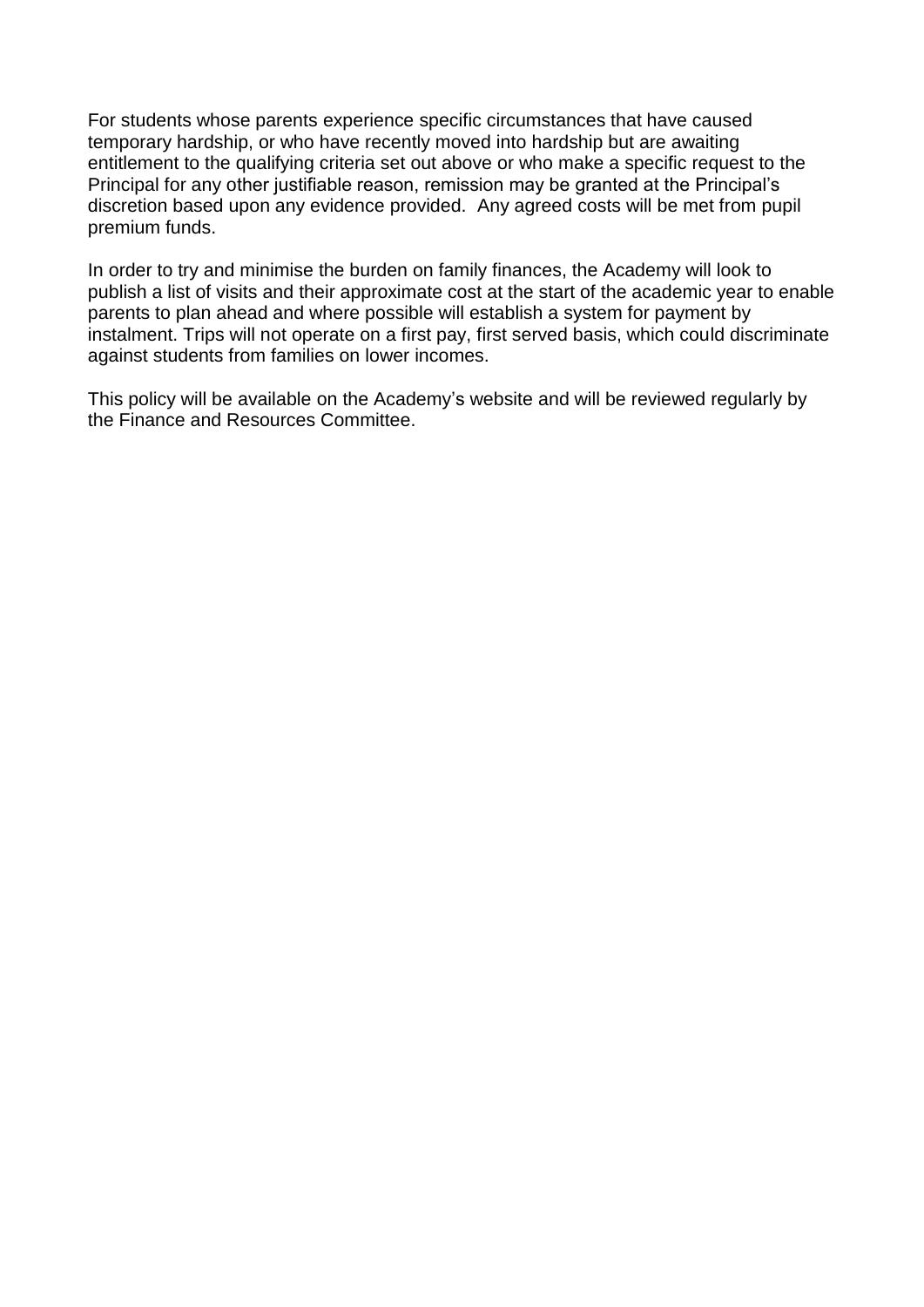For students whose parents experience specific circumstances that have caused temporary hardship, or who have recently moved into hardship but are awaiting entitlement to the qualifying criteria set out above or who make a specific request to the Principal for any other justifiable reason, remission may be granted at the Principal's discretion based upon any evidence provided. Any agreed costs will be met from pupil premium funds.

In order to try and minimise the burden on family finances, the Academy will look to publish a list of visits and their approximate cost at the start of the academic year to enable parents to plan ahead and where possible will establish a system for payment by instalment. Trips will not operate on a first pay, first served basis, which could discriminate against students from families on lower incomes.

This policy will be available on the Academy's website and will be reviewed regularly by the Finance and Resources Committee.